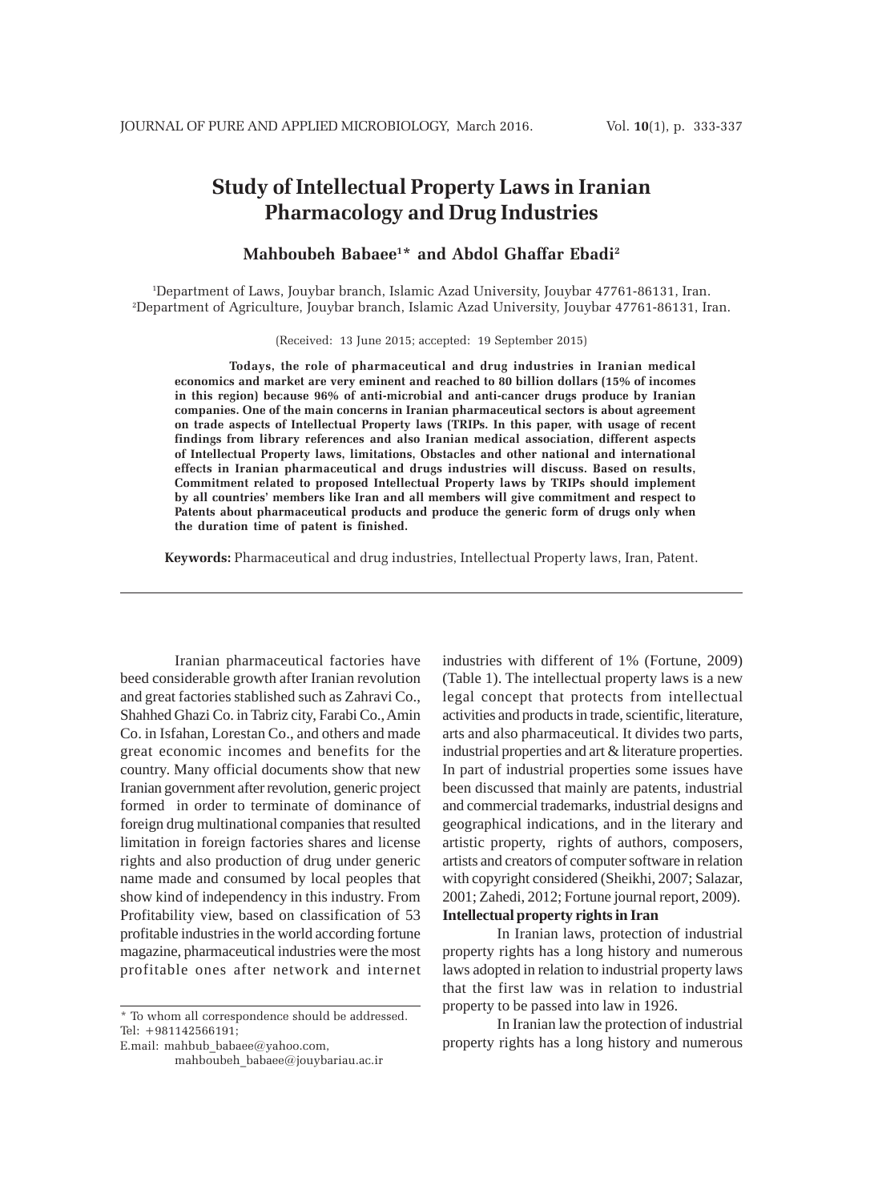# Study of Intellectual Property Laws in Iranian Pharmacology and Drug Industries

**Mahboubeh Babaee[1]* and Abdol Ghaffar Ebadi[2]**

[1]Department of Laws, Jouybar branch, Islamic Azad University, Jouybar 47761-86131, Iran.
[2]Department of Agriculture, Jouybar branch, Islamic Azad University, Jouybar 47761-86131, Iran.

(Received: 13 June 2015; accepted: 19 September 2015)

**Todays, the role of pharmaceutical and drug industries in Iranian medical economics and market are very eminent and reached to 80 billion dollars (15% of incomes in this region) because 96% of anti-microbial and anti-cancer drugs produce by Iranian companies. One of the main concerns in Iranian pharmaceutical sectors is about agreement on trade aspects of Intellectual Property laws (TRIPs. In this paper, with usage of recent findings from library references and also Iranian medical association, different aspects of Intellectual Property laws, limitations, Obstacles and other national and international effects in Iranian pharmaceutical and drugs industries will discuss. Based on results, Commitment related to proposed Intellectual Property laws by TRIPs should implement by all countries' members like Iran and all members will give commitment and respect to Patents about pharmaceutical products and produce the generic form of drugs only when the duration time of patent is finished.**

**Keywords:** Pharmaceutical and drug industries, Intellectual Property laws, Iran, Patent.

---

Iranian pharmaceutical factories have beed considerable growth after Iranian revolution and great factories stablished such as Zahravi Co., Shahhed Ghazi Co. in Tabriz city, Farabi Co., Amin Co. in Isfahan, Lorestan Co., and others and made great economic incomes and benefits for the country. Many official documents show that new Iranian government after revolution, generic project formed in order to terminate of dominance of foreign drug multinational companies that resulted limitation in foreign factories shares and license rights and also production of drug under generic name made and consumed by local peoples that show kind of independency in this industry. From Profitability view, based on classification of 53 profitable industries in the world according fortune magazine, pharmaceutical industries were the most profitable ones after network and internet industries with different of 1% (Fortune, 2009) (Table 1). The intellectual property laws is a new legal concept that protects from intellectual activities and products in trade, scientific, literature, arts and also pharmaceutical. It divides two parts, industrial properties and art & literature properties. In part of industrial properties some issues have been discussed that mainly are patents, industrial and commercial trademarks, industrial designs and geographical indications, and in the literary and artistic property, rights of authors, composers, artists and creators of computer software in relation with copyright considered (Sheikhi, 2007; Salazar, 2001; Zahedi, 2012; Fortune journal report, 2009).

**Intellectual property rights in Iran**

In Iranian laws, protection of industrial property rights has a long history and numerous laws adopted in relation to industrial property laws that the first law was in relation to industrial property to be passed into law in 1926.

In Iranian law the protection of industrial property rights has a long history and numerous

---

* To whom all correspondence should be addressed.
Tel: +981142566191;
E.mail: mahbub_babaee@yahoo.com,
mahboubeh_babaee@jouybariau.ac.ir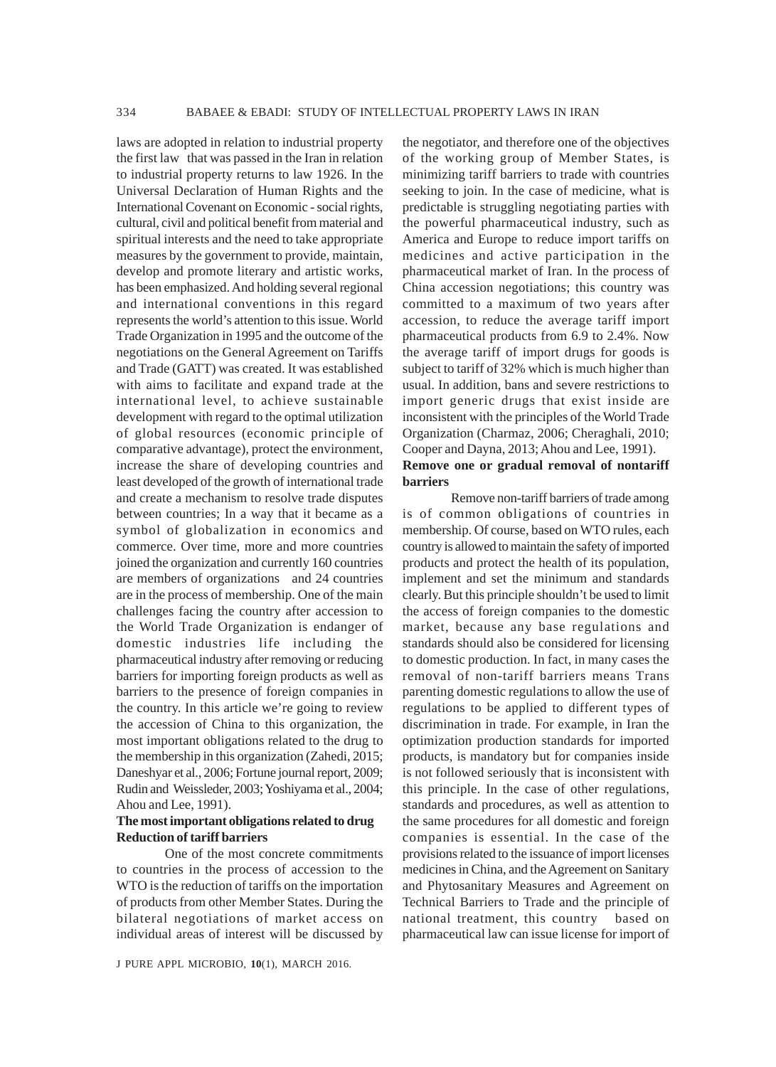laws are adopted in relation to industrial property the first law that was passed in the Iran in relation to industrial property returns to law 1926. In the Universal Declaration of Human Rights and the International Covenant on Economic - social rights, cultural, civil and political benefit from material and spiritual interests and the need to take appropriate measures by the government to provide, maintain, develop and promote literary and artistic works, has been emphasized. And holding several regional and international conventions in this regard represents the world's attention to this issue. World Trade Organization in 1995 and the outcome of the negotiations on the General Agreement on Tariffs and Trade (GATT) was created. It was established with aims to facilitate and expand trade at the international level, to achieve sustainable development with regard to the optimal utilization of global resources (economic principle of comparative advantage), protect the environment, increase the share of developing countries and least developed of the growth of international trade and create a mechanism to resolve trade disputes between countries; In a way that it became as a symbol of globalization in economics and commerce. Over time, more and more countries joined the organization and currently 160 countries are members of organizations and 24 countries are in the process of membership. One of the main challenges facing the country after accession to the World Trade Organization is endanger of domestic industries life including the pharmaceutical industry after removing or reducing barriers for importing foreign products as well as barriers to the presence of foreign companies in the country. In this article we're going to review the accession of China to this organization, the most important obligations related to the drug to the membership in this organization (Zahedi, 2015; Daneshyar et al., 2006; Fortune journal report, 2009; Rudin and Weissleder, 2003; Yoshiyama et al., 2004; Ahou and Lee, 1991).

**The most important obligations related to drug**

**Reduction of tariff barriers**

One of the most concrete commitments to countries in the process of accession to the WTO is the reduction of tariffs on the importation of products from other Member States. During the bilateral negotiations of market access on individual areas of interest will be discussed by the negotiator, and therefore one of the objectives of the working group of Member States, is minimizing tariff barriers to trade with countries seeking to join. In the case of medicine, what is predictable is struggling negotiating parties with the powerful pharmaceutical industry, such as America and Europe to reduce import tariffs on medicines and active participation in the pharmaceutical market of Iran. In the process of China accession negotiations; this country was committed to a maximum of two years after accession, to reduce the average tariff import pharmaceutical products from 6.9 to 2.4%. Now the average tariff of import drugs for goods is subject to tariff of 32% which is much higher than usual. In addition, bans and severe restrictions to import generic drugs that exist inside are inconsistent with the principles of the World Trade Organization (Charmaz, 2006; Cheraghali, 2010; Cooper and Dayna, 2013; Ahou and Lee, 1991).

**Remove one or gradual removal of nontariff barriers**

Remove non-tariff barriers of trade among is of common obligations of countries in membership. Of course, based on WTO rules, each country is allowed to maintain the safety of imported products and protect the health of its population, implement and set the minimum and standards clearly. But this principle shouldn't be used to limit the access of foreign companies to the domestic market, because any base regulations and standards should also be considered for licensing to domestic production. In fact, in many cases the removal of non-tariff barriers means Trans parenting domestic regulations to allow the use of regulations to be applied to different types of discrimination in trade. For example, in Iran the optimization production standards for imported products, is mandatory but for companies inside is not followed seriously that is inconsistent with this principle. In the case of other regulations, standards and procedures, as well as attention to the same procedures for all domestic and foreign companies is essential. In the case of the provisions related to the issuance of import licenses medicines in China, and the Agreement on Sanitary and Phytosanitary Measures and Agreement on Technical Barriers to Trade and the principle of national treatment, this country based on pharmaceutical law can issue license for import of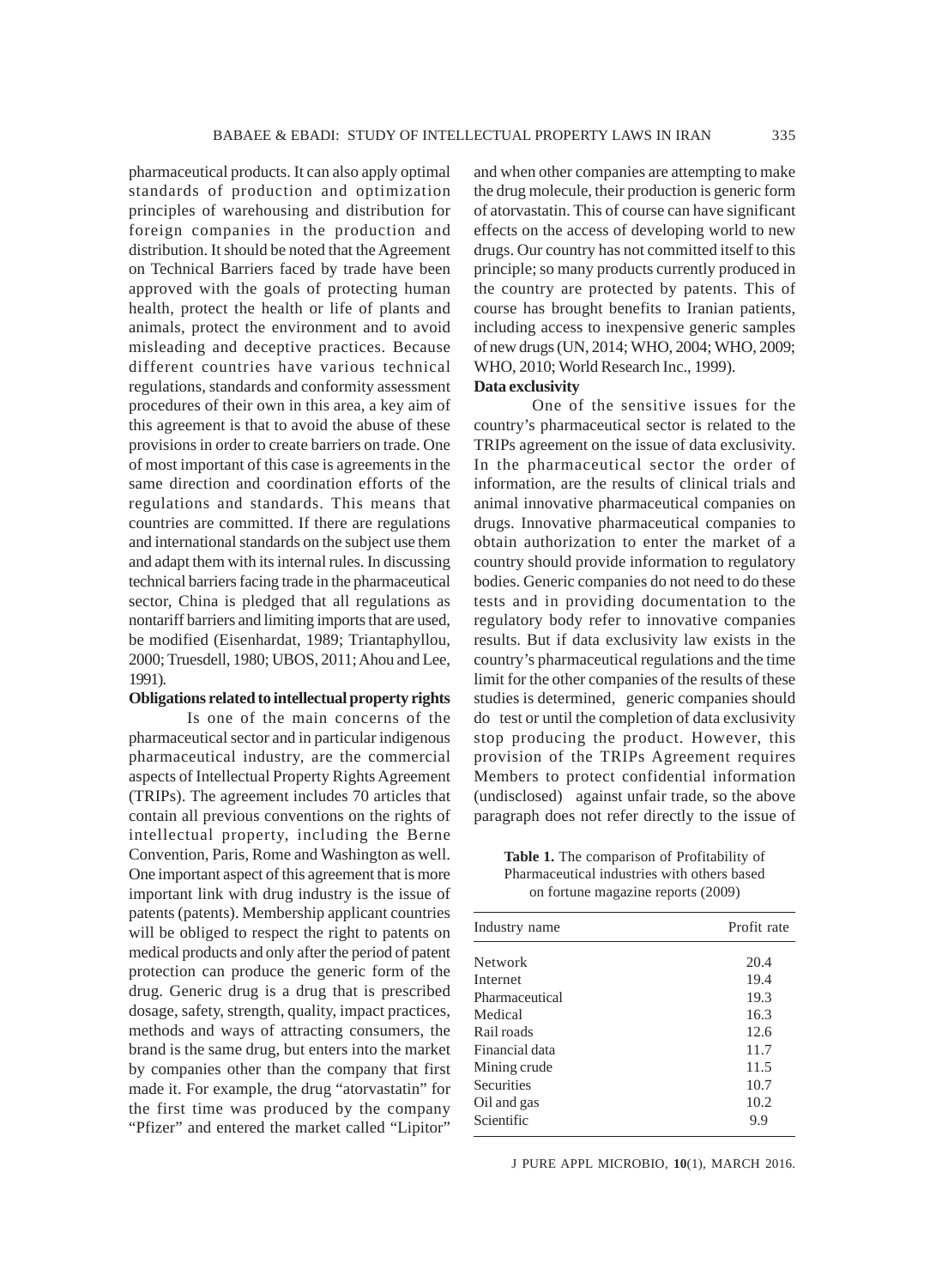pharmaceutical products. It can also apply optimal standards of production and optimization principles of warehousing and distribution for foreign companies in the production and distribution. It should be noted that the Agreement on Technical Barriers faced by trade have been approved with the goals of protecting human health, protect the health or life of plants and animals, protect the environment and to avoid misleading and deceptive practices. Because different countries have various technical regulations, standards and conformity assessment procedures of their own in this area, a key aim of this agreement is that to avoid the abuse of these provisions in order to create barriers on trade. One of most important of this case is agreements in the same direction and coordination efforts of the regulations and standards. This means that countries are committed. If there are regulations and international standards on the subject use them and adapt them with its internal rules. In discussing technical barriers facing trade in the pharmaceutical sector, China is pledged that all regulations as nontariff barriers and limiting imports that are used, be modified (Eisenhardat, 1989; Triantaphyllou, 2000; Truesdell, 1980; UBOS, 2011; Ahou and Lee, 1991).

**Obligations related to intellectual property rights**

Is one of the main concerns of the pharmaceutical sector and in particular indigenous pharmaceutical industry, are the commercial aspects of Intellectual Property Rights Agreement (TRIPs). The agreement includes 70 articles that contain all previous conventions on the rights of intellectual property, including the Berne Convention, Paris, Rome and Washington as well. One important aspect of this agreement that is more important link with drug industry is the issue of patents (patents). Membership applicant countries will be obliged to respect the right to patents on medical products and only after the period of patent protection can produce the generic form of the drug. Generic drug is a drug that is prescribed dosage, safety, strength, quality, impact practices, methods and ways of attracting consumers, the brand is the same drug, but enters into the market by companies other than the company that first made it. For example, the drug "atorvastatin" for the first time was produced by the company "Pfizer" and entered the market called "Lipitor" and when other companies are attempting to make the drug molecule, their production is generic form of atorvastatin. This of course can have significant effects on the access of developing world to new drugs. Our country has not committed itself to this principle; so many products currently produced in the country are protected by patents. This of course has brought benefits to Iranian patients, including access to inexpensive generic samples of new drugs (UN, 2014; WHO, 2004; WHO, 2009; WHO, 2010; World Research Inc., 1999).

**Data exclusivity**

One of the sensitive issues for the country's pharmaceutical sector is related to the TRIPs agreement on the issue of data exclusivity. In the pharmaceutical sector the order of information, are the results of clinical trials and animal innovative pharmaceutical companies on drugs. Innovative pharmaceutical companies to obtain authorization to enter the market of a country should provide information to regulatory bodies. Generic companies do not need to do these tests and in providing documentation to the regulatory body refer to innovative companies results. But if data exclusivity law exists in the country's pharmaceutical regulations and the time limit for the other companies of the results of these studies is determined, generic companies should do test or until the completion of data exclusivity stop producing the product. However, this provision of the TRIPs Agreement requires Members to protect confidential information (undisclosed) against unfair trade, so the above paragraph does not refer directly to the issue of

**Table 1.** The comparison of Profitability of Pharmaceutical industries with others based on fortune magazine reports (2009)

| Industry name | Profit rate |
|---|---|
| Network | 20.4 |
| Internet | 19.4 |
| Pharmaceutical | 19.3 |
| Medical | 16.3 |
| Rail roads | 12.6 |
| Financial data | 11.7 |
| Mining crude | 11.5 |
| Securities | 10.7 |
| Oil and gas | 10.2 |
| Scientific | 9.9 |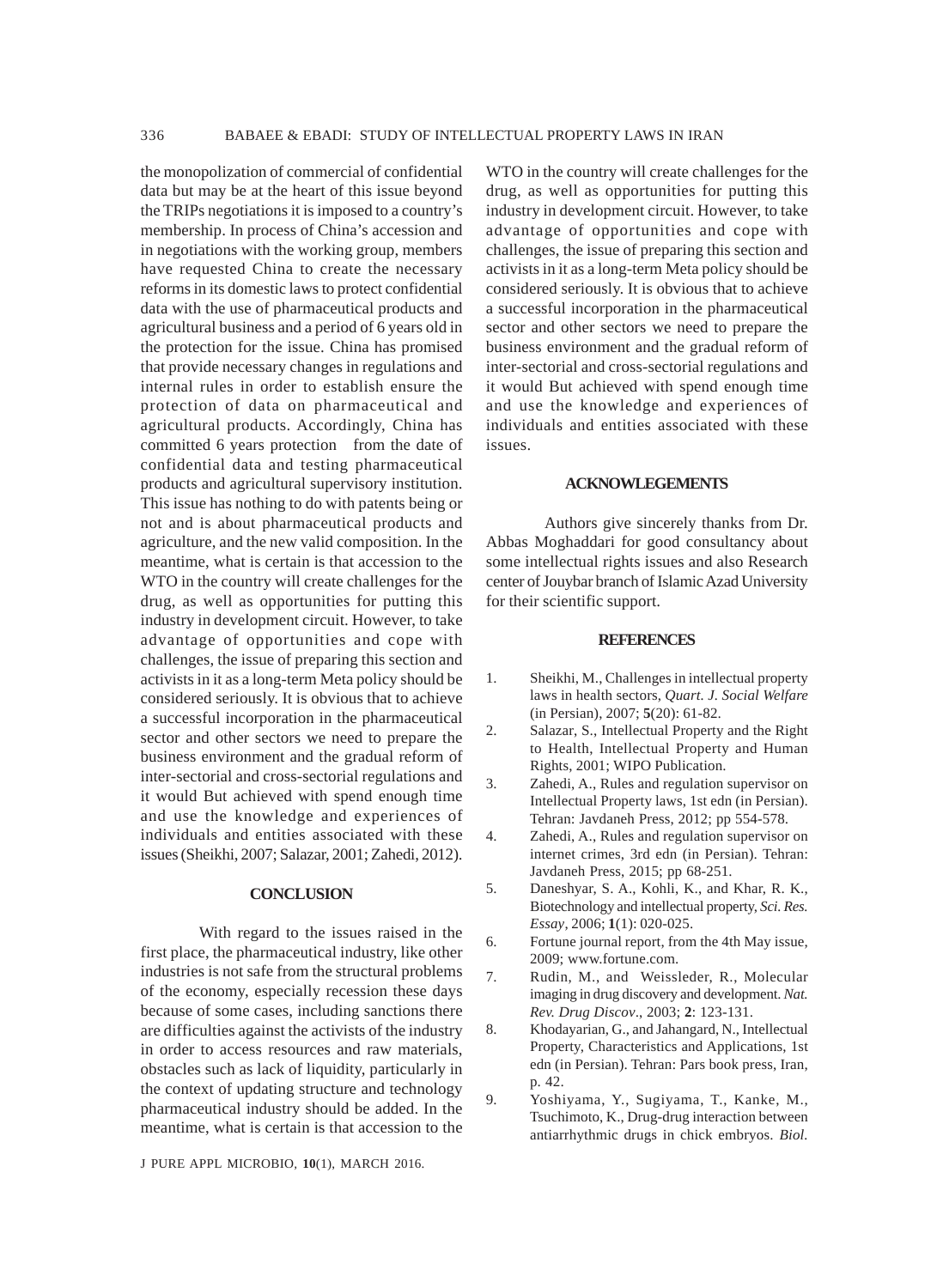the monopolization of commercial of confidential data but may be at the heart of this issue beyond the TRIPs negotiations it is imposed to a country's membership. In process of China's accession and in negotiations with the working group, members have requested China to create the necessary reforms in its domestic laws to protect confidential data with the use of pharmaceutical products and agricultural business and a period of 6 years old in the protection for the issue. China has promised that provide necessary changes in regulations and internal rules in order to establish ensure the protection of data on pharmaceutical and agricultural products. Accordingly, China has committed 6 years protection from the date of confidential data and testing pharmaceutical products and agricultural supervisory institution. This issue has nothing to do with patents being or not and is about pharmaceutical products and agriculture, and the new valid composition. In the meantime, what is certain is that accession to the WTO in the country will create challenges for the drug, as well as opportunities for putting this industry in development circuit. However, to take advantage of opportunities and cope with challenges, the issue of preparing this section and activists in it as a long-term Meta policy should be considered seriously. It is obvious that to achieve a successful incorporation in the pharmaceutical sector and other sectors we need to prepare the business environment and the gradual reform of inter-sectorial and cross-sectorial regulations and it would But achieved with spend enough time and use the knowledge and experiences of individuals and entities associated with these issues (Sheikhi, 2007; Salazar, 2001; Zahedi, 2012).

## CONCLUSION

With regard to the issues raised in the first place, the pharmaceutical industry, like other industries is not safe from the structural problems of the economy, especially recession these days because of some cases, including sanctions there are difficulties against the activists of the industry in order to access resources and raw materials, obstacles such as lack of liquidity, particularly in the context of updating structure and technology pharmaceutical industry should be added. In the meantime, what is certain is that accession to the WTO in the country will create challenges for the drug, as well as opportunities for putting this industry in development circuit. However, to take advantage of opportunities and cope with challenges, the issue of preparing this section and activists in it as a long-term Meta policy should be considered seriously. It is obvious that to achieve a successful incorporation in the pharmaceutical sector and other sectors we need to prepare the business environment and the gradual reform of inter-sectorial and cross-sectorial regulations and it would But achieved with spend enough time and use the knowledge and experiences of individuals and entities associated with these issues.

## ACKNOWLEGEMENTS

Authors give sincerely thanks from Dr. Abbas Moghaddari for good consultancy about some intellectual rights issues and also Research center of Jouybar branch of Islamic Azad University for their scientific support.

## REFERENCES

1. Sheikhi, M., Challenges in intellectual property laws in health sectors, *Quart. J. Social Welfare* (in Persian), 2007; **5**(20): 61-82.
2. Salazar, S., Intellectual Property and the Right to Health, Intellectual Property and Human Rights, 2001; WIPO Publication.
3. Zahedi, A., Rules and regulation supervisor on Intellectual Property laws, 1st edn (in Persian). Tehran: Javdaneh Press, 2012; pp 554-578.
4. Zahedi, A., Rules and regulation supervisor on internet crimes, 3rd edn (in Persian). Tehran: Javdaneh Press, 2015; pp 68-251.
5. Daneshyar, S. A., Kohli, K., and Khar, R. K., Biotechnology and intellectual property, *Sci. Res. Essay*, 2006; **1**(1): 020-025.
6. Fortune journal report, from the 4th May issue, 2009; www.fortune.com.
7. Rudin, M., and Weissleder, R., Molecular imaging in drug discovery and development. *Nat. Rev. Drug Discov*., 2003; **2**: 123-131.
8. Khodayarian, G., and Jahangard, N., Intellectual Property, Characteristics and Applications, 1st edn (in Persian). Tehran: Pars book press, Iran, p. 42.
9. Yoshiyama, Y., Sugiyama, T., Kanke, M., Tsuchimoto, K., Drug-drug interaction between antiarrhythmic drugs in chick embryos. *Biol.*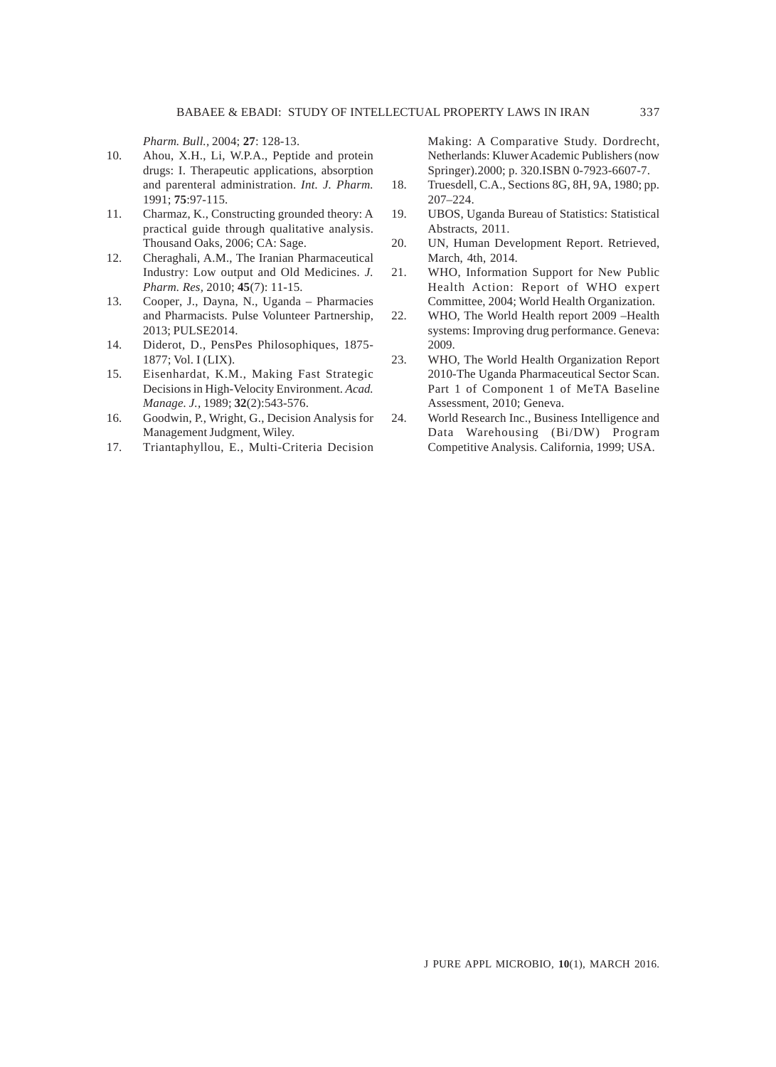*Pharm. Bull.*, 2004; **27**: 128-13.

10. Ahou, X.H., Li, W.P.A., Peptide and protein drugs: I. Therapeutic applications, absorption and parenteral administration. *Int. J. Pharm.* 1991; **75**:97-115.
11. Charmaz, K., Constructing grounded theory: A practical guide through qualitative analysis. Thousand Oaks, 2006; CA: Sage.
12. Cheraghali, A.M., The Iranian Pharmaceutical Industry: Low output and Old Medicines. *J. Pharm. Res*, 2010; **45**(7): 11-15.
13. Cooper, J., Dayna, N., Uganda – Pharmacies and Pharmacists. Pulse Volunteer Partnership, 2013; PULSE2014.
14. Diderot, D., PensPes Philosophiques, 1875-1877; Vol. I (LIX).
15. Eisenhardat, K.M., Making Fast Strategic Decisions in High-Velocity Environment. *Acad. Manage. J.*, 1989; **32**(2):543-576.
16. Goodwin, P., Wright, G., Decision Analysis for Management Judgment, Wiley.
17. Triantaphyllou, E., Multi-Criteria Decision Making: A Comparative Study. Dordrecht, Netherlands: Kluwer Academic Publishers (now Springer).2000; p. 320.ISBN 0-7923-6607-7.
18. Truesdell, C.A., Sections 8G, 8H, 9A, 1980; pp. 207–224.
19. UBOS, Uganda Bureau of Statistics: Statistical Abstracts, 2011.
20. UN, Human Development Report. Retrieved, March, 4th, 2014.
21. WHO, Information Support for New Public Health Action: Report of WHO expert Committee, 2004; World Health Organization.
22. WHO, The World Health report 2009 –Health systems: Improving drug performance. Geneva: 2009.
23. WHO, The World Health Organization Report 2010-The Uganda Pharmaceutical Sector Scan. Part 1 of Component 1 of MeTA Baseline Assessment, 2010; Geneva.
24. World Research Inc., Business Intelligence and Data Warehousing (Bi/DW) Program Competitive Analysis. California, 1999; USA.